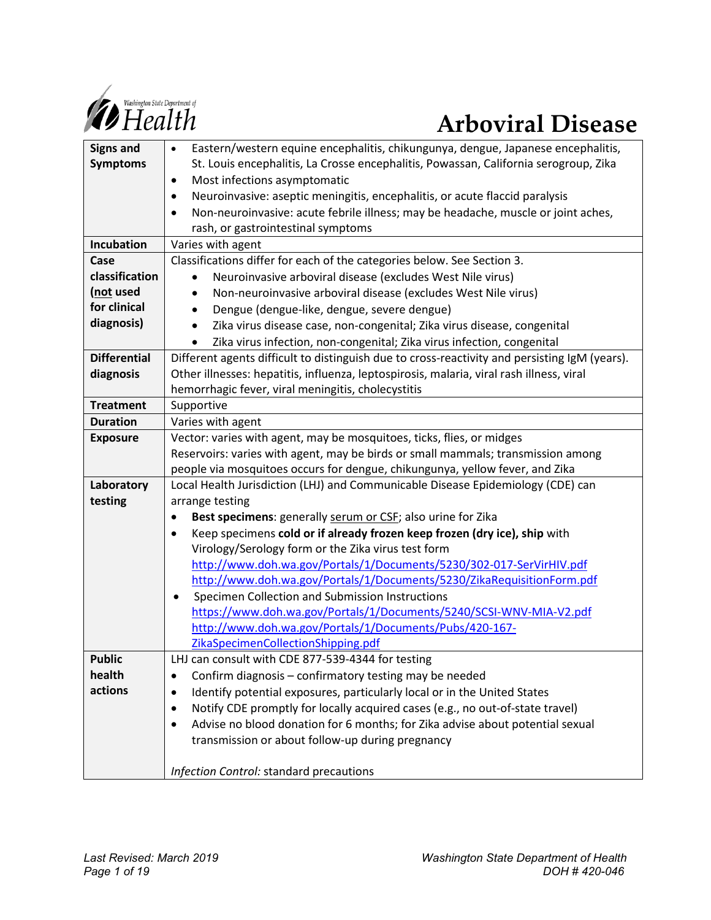# Arboviral Disease

| | |
|---|---|
| **Signs and Symptoms** | • Eastern/western equine encephalitis, chikungunya, dengue, Japanese encephalitis, St. Louis encephalitis, La Crosse encephalitis, Powassan, California serogroup, Zika<br>• Most infections asymptomatic<br>• Neuroinvasive: aseptic meningitis, encephalitis, or acute flaccid paralysis<br>• Non-neuroinvasive: acute febrile illness; may be headache, muscle or joint aches, rash, or gastrointestinal symptoms |
| **Incubation** | Varies with agent |
| **Case classification (<u>not</u> used for clinical diagnosis)** | Classifications differ for each of the categories below. See Section 3.<br>• Neuroinvasive arboviral disease (excludes West Nile virus)<br>• Non-neuroinvasive arboviral disease (excludes West Nile virus)<br>• Dengue (dengue-like, dengue, severe dengue)<br>• Zika virus disease case, non-congenital; Zika virus disease, congenital<br>• Zika virus infection, non-congenital; Zika virus infection, congenital |
| **Differential diagnosis** | Different agents difficult to distinguish due to cross-reactivity and persisting IgM (years). Other illnesses: hepatitis, influenza, leptospirosis, malaria, viral rash illness, viral hemorrhagic fever, viral meningitis, cholecystitis |
| **Treatment** | Supportive |
| **Duration** | Varies with agent |
| **Exposure** | Vector: varies with agent, may be mosquitoes, ticks, flies, or midges<br>Reservoirs: varies with agent, may be birds or small mammals; transmission among people via mosquitoes occurs for dengue, chikungunya, yellow fever, and Zika |
| **Laboratory testing** | Local Health Jurisdiction (LHJ) and Communicable Disease Epidemiology (CDE) can arrange testing<br>• **Best specimens**: generally <u>serum or CSF</u>; also urine for Zika<br>• Keep specimens **cold or if already frozen keep frozen (dry ice), ship** with Virology/Serology form or the Zika virus test form http://www.doh.wa.gov/Portals/1/Documents/5230/302-017-SerVirHIV.pdf http://www.doh.wa.gov/Portals/1/Documents/5230/ZikaRequisitionForm.pdf<br>• Specimen Collection and Submission Instructions https://www.doh.wa.gov/Portals/1/Documents/5240/SCSI-WNV-MIA-V2.pdf http://www.doh.wa.gov/Portals/1/Documents/Pubs/420-167-ZikaSpecimenCollectionShipping.pdf |
| **Public health actions** | LHJ can consult with CDE 877-539-4344 for testing<br>• Confirm diagnosis – confirmatory testing may be needed<br>• Identify potential exposures, particularly local or in the United States<br>• Notify CDE promptly for locally acquired cases (e.g., no out-of-state travel)<br>• Advise no blood donation for 6 months; for Zika advise about potential sexual transmission or about follow-up during pregnancy<br><br>*Infection Control:* standard precautions |

*Last Revised: March 2019*

*Washington State Department of Health*
*DOH # 420-046*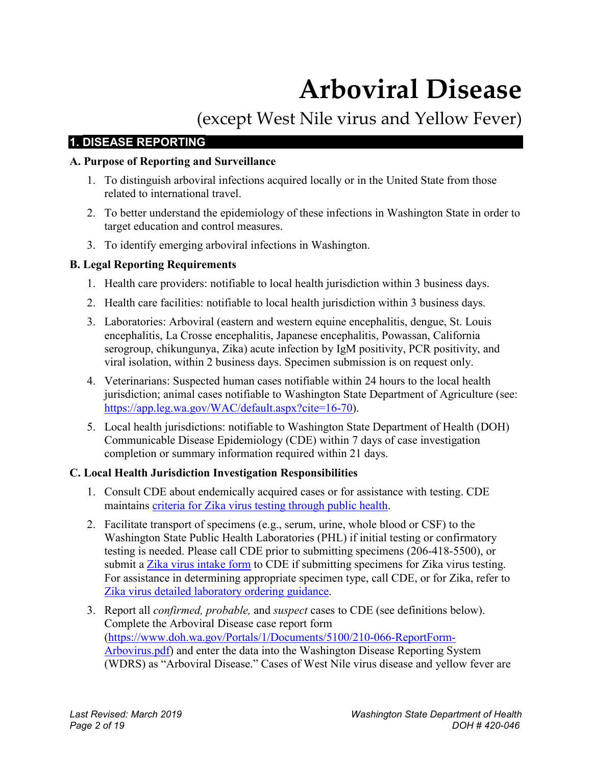# Arboviral Disease

## (except West Nile virus and Yellow Fever)

## 1. DISEASE REPORTING

### A. Purpose of Reporting and Surveillance

1. To distinguish arboviral infections acquired locally or in the United State from those related to international travel.
2. To better understand the epidemiology of these infections in Washington State in order to target education and control measures.
3. To identify emerging arboviral infections in Washington.

### B. Legal Reporting Requirements

1. Health care providers: notifiable to local health jurisdiction within 3 business days.
2. Health care facilities: notifiable to local health jurisdiction within 3 business days.
3. Laboratories: Arboviral (eastern and western equine encephalitis, dengue, St. Louis encephalitis, La Crosse encephalitis, Japanese encephalitis, Powassan, California serogroup, chikungunya, Zika) acute infection by IgM positivity, PCR positivity, and viral isolation, within 2 business days. Specimen submission is on request only.
4. Veterinarians: Suspected human cases notifiable within 24 hours to the local health jurisdiction; animal cases notifiable to Washington State Department of Agriculture (see: https://app.leg.wa.gov/WAC/default.aspx?cite=16-70).
5. Local health jurisdictions: notifiable to Washington State Department of Health (DOH) Communicable Disease Epidemiology (CDE) within 7 days of case investigation completion or summary information required within 21 days.

### C. Local Health Jurisdiction Investigation Responsibilities

1. Consult CDE about endemically acquired cases or for assistance with testing. CDE maintains criteria for Zika virus testing through public health.
2. Facilitate transport of specimens (e.g., serum, urine, whole blood or CSF) to the Washington State Public Health Laboratories (PHL) if initial testing or confirmatory testing is needed. Please call CDE prior to submitting specimens (206-418-5500), or submit a Zika virus intake form to CDE if submitting specimens for Zika virus testing. For assistance in determining appropriate specimen type, call CDE, or for Zika, refer to Zika virus detailed laboratory ordering guidance.
3. Report all *confirmed, probable,* and *suspect* cases to CDE (see definitions below). Complete the Arboviral Disease case report form (https://www.doh.wa.gov/Portals/1/Documents/5100/210-066-ReportForm-Arbovirus.pdf) and enter the data into the Washington Disease Reporting System (WDRS) as "Arboviral Disease." Cases of West Nile virus disease and yellow fever are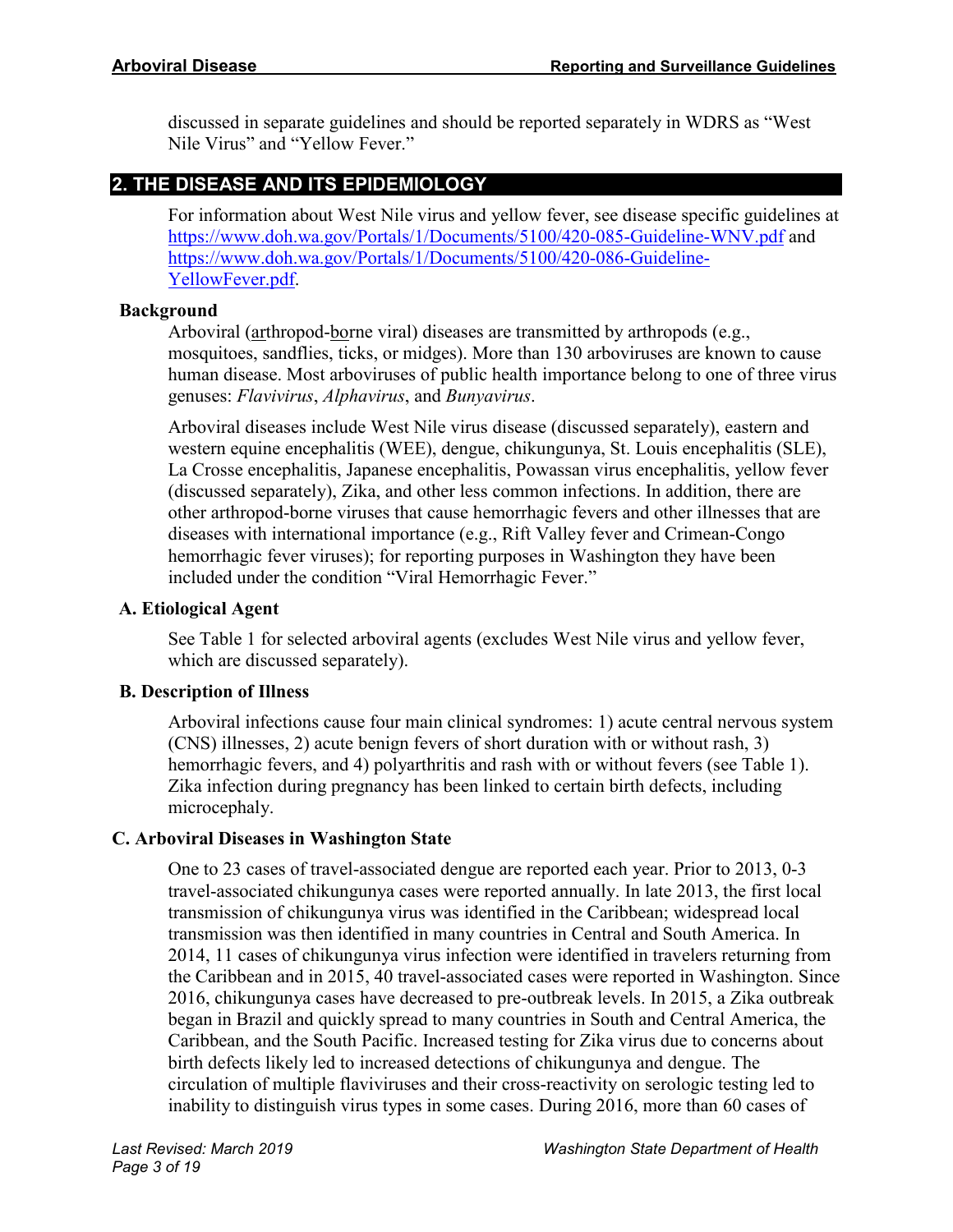discussed in separate guidelines and should be reported separately in WDRS as "West Nile Virus" and "Yellow Fever."

## 2. THE DISEASE AND ITS EPIDEMIOLOGY

For information about West Nile virus and yellow fever, see disease specific guidelines at https://www.doh.wa.gov/Portals/1/Documents/5100/420-085-Guideline-WNV.pdf and https://www.doh.wa.gov/Portals/1/Documents/5100/420-086-Guideline-YellowFever.pdf.

### Background

Arboviral (arthropod-borne viral) diseases are transmitted by arthropods (e.g., mosquitoes, sandflies, ticks, or midges). More than 130 arboviruses are known to cause human disease. Most arboviruses of public health importance belong to one of three virus genuses: *Flavivirus*, *Alphavirus*, and *Bunyavirus*.

Arboviral diseases include West Nile virus disease (discussed separately), eastern and western equine encephalitis (WEE), dengue, chikungunya, St. Louis encephalitis (SLE), La Crosse encephalitis, Japanese encephalitis, Powassan virus encephalitis, yellow fever (discussed separately), Zika, and other less common infections. In addition, there are other arthropod-borne viruses that cause hemorrhagic fevers and other illnesses that are diseases with international importance (e.g., Rift Valley fever and Crimean-Congo hemorrhagic fever viruses); for reporting purposes in Washington they have been included under the condition "Viral Hemorrhagic Fever."

### A. Etiological Agent

See Table 1 for selected arboviral agents (excludes West Nile virus and yellow fever, which are discussed separately).

### B. Description of Illness

Arboviral infections cause four main clinical syndromes: 1) acute central nervous system (CNS) illnesses, 2) acute benign fevers of short duration with or without rash, 3) hemorrhagic fevers, and 4) polyarthritis and rash with or without fevers (see Table 1). Zika infection during pregnancy has been linked to certain birth defects, including microcephaly.

### C. Arboviral Diseases in Washington State

One to 23 cases of travel-associated dengue are reported each year. Prior to 2013, 0-3 travel-associated chikungunya cases were reported annually. In late 2013, the first local transmission of chikungunya virus was identified in the Caribbean; widespread local transmission was then identified in many countries in Central and South America. In 2014, 11 cases of chikungunya virus infection were identified in travelers returning from the Caribbean and in 2015, 40 travel-associated cases were reported in Washington. Since 2016, chikungunya cases have decreased to pre-outbreak levels. In 2015, a Zika outbreak began in Brazil and quickly spread to many countries in South and Central America, the Caribbean, and the South Pacific. Increased testing for Zika virus due to concerns about birth defects likely led to increased detections of chikungunya and dengue. The circulation of multiple flaviviruses and their cross-reactivity on serologic testing led to inability to distinguish virus types in some cases. During 2016, more than 60 cases of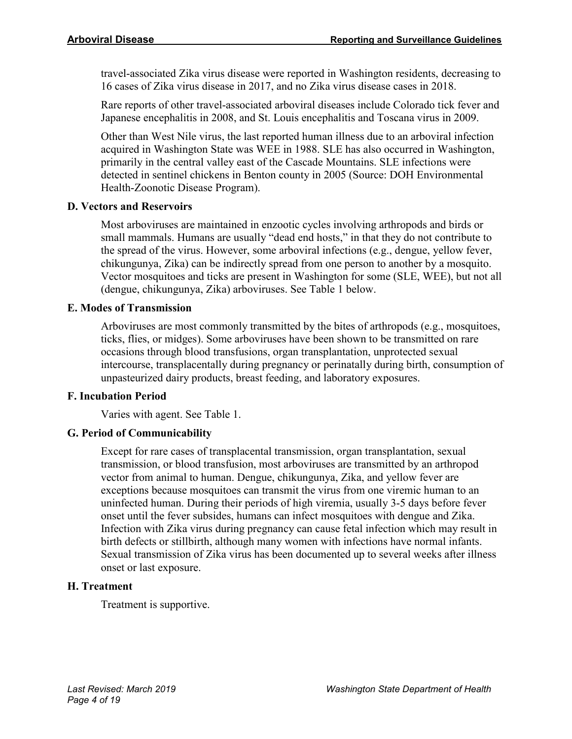travel-associated Zika virus disease were reported in Washington residents, decreasing to 16 cases of Zika virus disease in 2017, and no Zika virus disease cases in 2018.

Rare reports of other travel-associated arboviral diseases include Colorado tick fever and Japanese encephalitis in 2008, and St. Louis encephalitis and Toscana virus in 2009.

Other than West Nile virus, the last reported human illness due to an arboviral infection acquired in Washington State was WEE in 1988. SLE has also occurred in Washington, primarily in the central valley east of the Cascade Mountains. SLE infections were detected in sentinel chickens in Benton county in 2005 (Source: DOH Environmental Health-Zoonotic Disease Program).

### D. Vectors and Reservoirs

Most arboviruses are maintained in enzootic cycles involving arthropods and birds or small mammals. Humans are usually "dead end hosts," in that they do not contribute to the spread of the virus. However, some arboviral infections (e.g., dengue, yellow fever, chikungunya, Zika) can be indirectly spread from one person to another by a mosquito. Vector mosquitoes and ticks are present in Washington for some (SLE, WEE), but not all (dengue, chikungunya, Zika) arboviruses. See Table 1 below.

### E. Modes of Transmission

Arboviruses are most commonly transmitted by the bites of arthropods (e.g., mosquitoes, ticks, flies, or midges). Some arboviruses have been shown to be transmitted on rare occasions through blood transfusions, organ transplantation, unprotected sexual intercourse, transplacentally during pregnancy or perinatally during birth, consumption of unpasteurized dairy products, breast feeding, and laboratory exposures.

### F. Incubation Period

Varies with agent. See Table 1.

### G. Period of Communicability

Except for rare cases of transplacental transmission, organ transplantation, sexual transmission, or blood transfusion, most arboviruses are transmitted by an arthropod vector from animal to human. Dengue, chikungunya, Zika, and yellow fever are exceptions because mosquitoes can transmit the virus from one viremic human to an uninfected human. During their periods of high viremia, usually 3-5 days before fever onset until the fever subsides, humans can infect mosquitoes with dengue and Zika. Infection with Zika virus during pregnancy can cause fetal infection which may result in birth defects or stillbirth, although many women with infections have normal infants. Sexual transmission of Zika virus has been documented up to several weeks after illness onset or last exposure.

### H. Treatment

Treatment is supportive.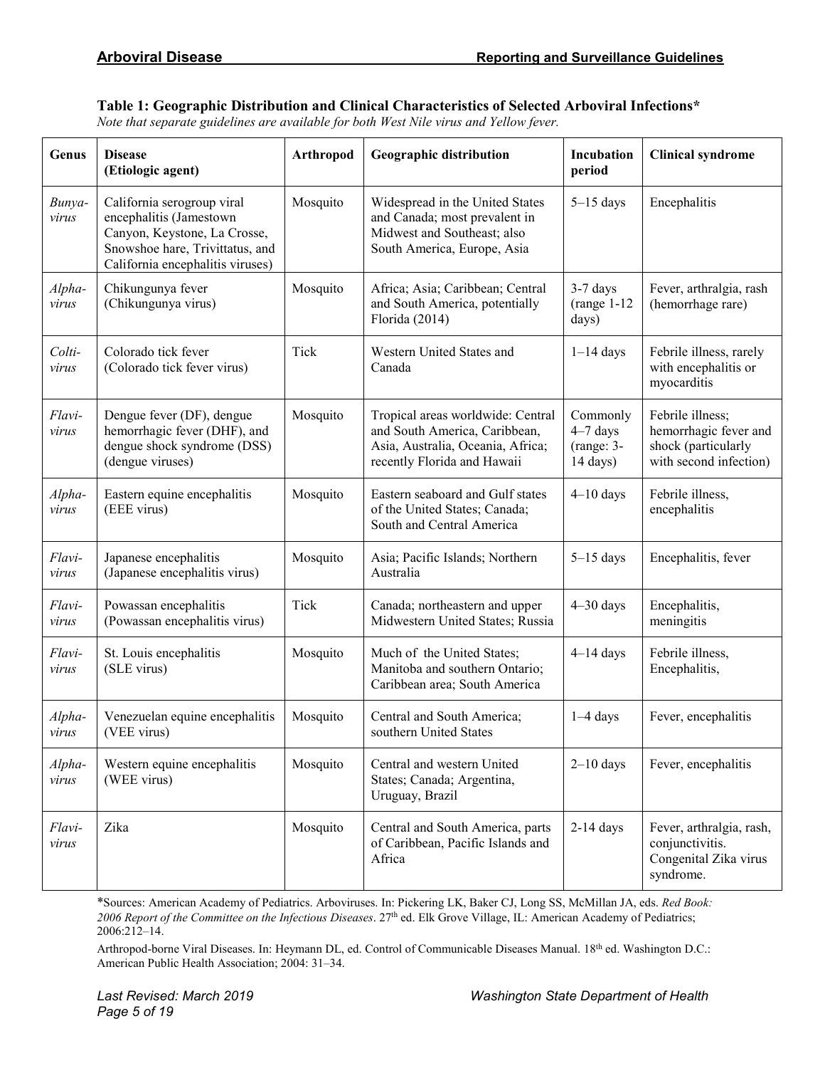**Table 1: Geographic Distribution and Clinical Characteristics of Selected Arboviral Infections***

*Note that separate guidelines are available for both West Nile virus and Yellow fever.*

| Genus | Disease (Etiologic agent) | Arthropod | Geographic distribution | Incubation period | Clinical syndrome |
|---|---|---|---|---|---|
| *Bunya-virus* | California serogroup viral encephalitis (Jamestown Canyon, Keystone, La Crosse, Snowshoe hare, Trivittatus, and California encephalitis viruses) | Mosquito | Widespread in the United States and Canada; most prevalent in Midwest and Southeast; also South America, Europe, Asia | 5–15 days | Encephalitis |
| *Alpha-virus* | Chikungunya fever (Chikungunya virus) | Mosquito | Africa; Asia; Caribbean; Central and South America, potentially Florida (2014) | 3-7 days (range 1-12 days) | Fever, arthralgia, rash (hemorrhage rare) |
| *Colti-virus* | Colorado tick fever (Colorado tick fever virus) | Tick | Western United States and Canada | 1–14 days | Febrile illness, rarely with encephalitis or myocarditis |
| *Flavi-virus* | Dengue fever (DF), dengue hemorrhagic fever (DHF), and dengue shock syndrome (DSS) (dengue viruses) | Mosquito | Tropical areas worldwide: Central and South America, Caribbean, Asia, Australia, Oceania, Africa; recently Florida and Hawaii | Commonly 4–7 days (range: 3-14 days) | Febrile illness; hemorrhagic fever and shock (particularly with second infection) |
| *Alpha-virus* | Eastern equine encephalitis (EEE virus) | Mosquito | Eastern seaboard and Gulf states of the United States; Canada; South and Central America | 4–10 days | Febrile illness, encephalitis |
| *Flavi-virus* | Japanese encephalitis (Japanese encephalitis virus) | Mosquito | Asia; Pacific Islands; Northern Australia | 5–15 days | Encephalitis, fever |
| *Flavi-virus* | Powassan encephalitis (Powassan encephalitis virus) | Tick | Canada; northeastern and upper Midwestern United States; Russia | 4–30 days | Encephalitis, meningitis |
| *Flavi-virus* | St. Louis encephalitis (SLE virus) | Mosquito | Much of the United States; Manitoba and southern Ontario; Caribbean area; South America | 4–14 days | Febrile illness, Encephalitis, |
| *Alpha-virus* | Venezuelan equine encephalitis (VEE virus) | Mosquito | Central and South America; southern United States | 1–4 days | Fever, encephalitis |
| *Alpha-virus* | Western equine encephalitis (WEE virus) | Mosquito | Central and western United States; Canada; Argentina, Uruguay, Brazil | 2–10 days | Fever, encephalitis |
| *Flavi-virus* | Zika | Mosquito | Central and South America, parts of Caribbean, Pacific Islands and Africa | 2-14 days | Fever, arthralgia, rash, conjunctivitis. Congenital Zika virus syndrome. |

*Sources: American Academy of Pediatrics. Arboviruses. In: Pickering LK, Baker CJ, Long SS, McMillan JA, eds. *Red Book: 2006 Report of the Committee on the Infectious Diseases*. 27th ed. Elk Grove Village, IL: American Academy of Pediatrics; 2006:212–14.

Arthropod-borne Viral Diseases. In: Heymann DL, ed. Control of Communicable Diseases Manual. 18th ed. Washington D.C.: American Public Health Association; 2004: 31–34.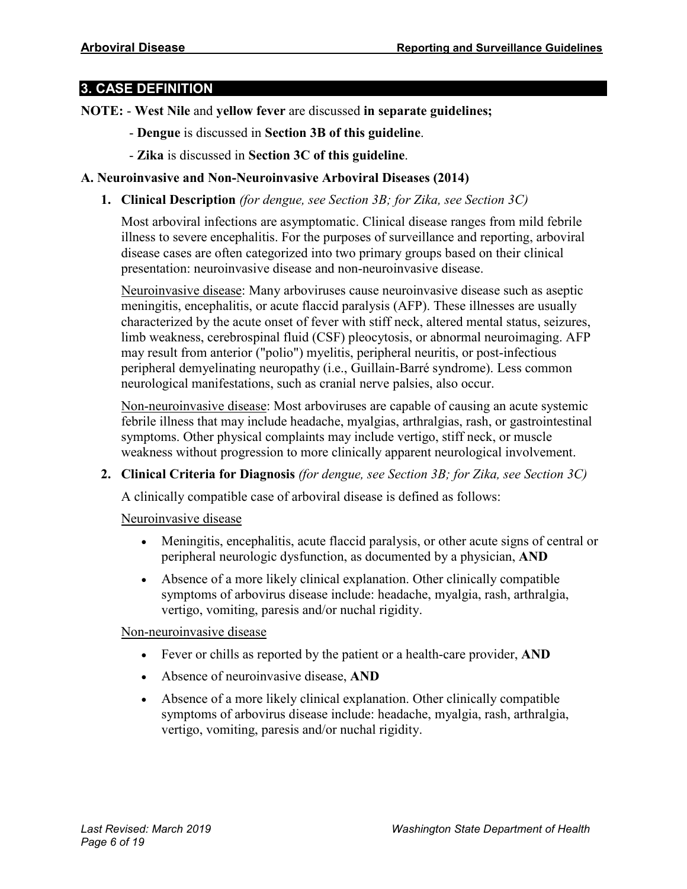## 3. CASE DEFINITION

**NOTE:** - **West Nile** and **yellow fever** are discussed **in separate guidelines;**

- **Dengue** is discussed in **Section 3B of this guideline**.
- **Zika** is discussed in **Section 3C of this guideline**.

### A. Neuroinvasive and Non-Neuroinvasive Arboviral Diseases (2014)

**1. Clinical Description** *(for dengue, see Section 3B; for Zika, see Section 3C)*

Most arboviral infections are asymptomatic. Clinical disease ranges from mild febrile illness to severe encephalitis. For the purposes of surveillance and reporting, arboviral disease cases are often categorized into two primary groups based on their clinical presentation: neuroinvasive disease and non-neuroinvasive disease.

Neuroinvasive disease: Many arboviruses cause neuroinvasive disease such as aseptic meningitis, encephalitis, or acute flaccid paralysis (AFP). These illnesses are usually characterized by the acute onset of fever with stiff neck, altered mental status, seizures, limb weakness, cerebrospinal fluid (CSF) pleocytosis, or abnormal neuroimaging. AFP may result from anterior ("polio") myelitis, peripheral neuritis, or post-infectious peripheral demyelinating neuropathy (i.e., Guillain-Barré syndrome). Less common neurological manifestations, such as cranial nerve palsies, also occur.

Non-neuroinvasive disease: Most arboviruses are capable of causing an acute systemic febrile illness that may include headache, myalgias, arthralgias, rash, or gastrointestinal symptoms. Other physical complaints may include vertigo, stiff neck, or muscle weakness without progression to more clinically apparent neurological involvement.

**2. Clinical Criteria for Diagnosis** *(for dengue, see Section 3B; for Zika, see Section 3C)*

A clinically compatible case of arboviral disease is defined as follows:

Neuroinvasive disease

- Meningitis, encephalitis, acute flaccid paralysis, or other acute signs of central or peripheral neurologic dysfunction, as documented by a physician, **AND**
- Absence of a more likely clinical explanation. Other clinically compatible symptoms of arbovirus disease include: headache, myalgia, rash, arthralgia, vertigo, vomiting, paresis and/or nuchal rigidity.

Non-neuroinvasive disease

- Fever or chills as reported by the patient or a health-care provider, **AND**
- Absence of neuroinvasive disease, **AND**
- Absence of a more likely clinical explanation. Other clinically compatible symptoms of arbovirus disease include: headache, myalgia, rash, arthralgia, vertigo, vomiting, paresis and/or nuchal rigidity.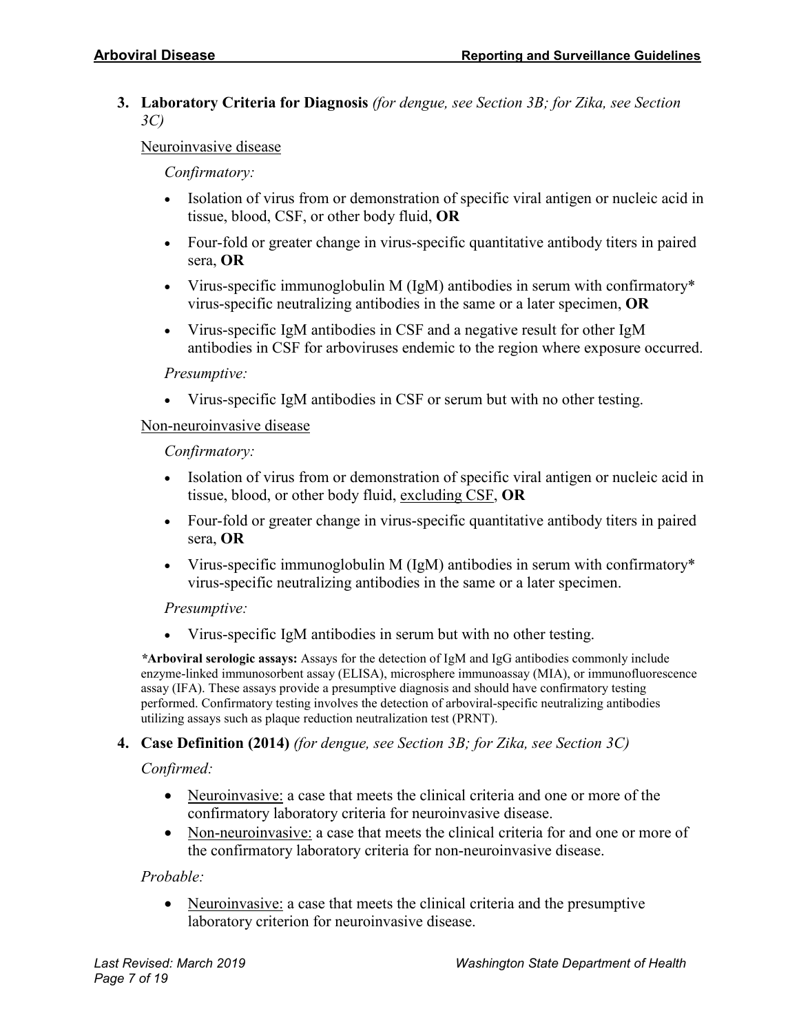**3. Laboratory Criteria for Diagnosis** *(for dengue, see Section 3B; for Zika, see Section 3C)*

Neuroinvasive disease

*Confirmatory:*

- Isolation of virus from or demonstration of specific viral antigen or nucleic acid in tissue, blood, CSF, or other body fluid, **OR**
- Four-fold or greater change in virus-specific quantitative antibody titers in paired sera, **OR**
- Virus-specific immunoglobulin M (IgM) antibodies in serum with confirmatory* virus-specific neutralizing antibodies in the same or a later specimen, **OR**
- Virus-specific IgM antibodies in CSF and a negative result for other IgM antibodies in CSF for arboviruses endemic to the region where exposure occurred.

*Presumptive:*

- Virus-specific IgM antibodies in CSF or serum but with no other testing.

Non-neuroinvasive disease

*Confirmatory:*

- Isolation of virus from or demonstration of specific viral antigen or nucleic acid in tissue, blood, or other body fluid, excluding CSF, **OR**
- Four-fold or greater change in virus-specific quantitative antibody titers in paired sera, **OR**
- Virus-specific immunoglobulin M (IgM) antibodies in serum with confirmatory* virus-specific neutralizing antibodies in the same or a later specimen.

*Presumptive:*

- Virus-specific IgM antibodies in serum but with no other testing.

***Arboviral serologic assays:** Assays for the detection of IgM and IgG antibodies commonly include enzyme-linked immunosorbent assay (ELISA), microsphere immunoassay (MIA), or immunofluorescence assay (IFA). These assays provide a presumptive diagnosis and should have confirmatory testing performed. Confirmatory testing involves the detection of arboviral-specific neutralizing antibodies utilizing assays such as plaque reduction neutralization test (PRNT).

**4. Case Definition (2014)** *(for dengue, see Section 3B; for Zika, see Section 3C)*

*Confirmed:*

- Neuroinvasive: a case that meets the clinical criteria and one or more of the confirmatory laboratory criteria for neuroinvasive disease.
- Non-neuroinvasive: a case that meets the clinical criteria for and one or more of the confirmatory laboratory criteria for non-neuroinvasive disease.

*Probable:*

- Neuroinvasive: a case that meets the clinical criteria and the presumptive laboratory criterion for neuroinvasive disease.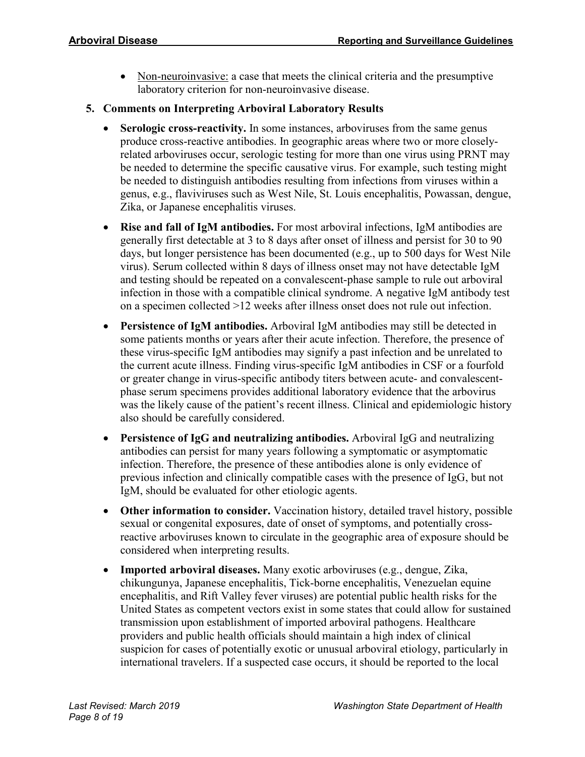- Non-neuroinvasive: a case that meets the clinical criteria and the presumptive laboratory criterion for non-neuroinvasive disease.

**5. Comments on Interpreting Arboviral Laboratory Results**

- **Serologic cross-reactivity.** In some instances, arboviruses from the same genus produce cross-reactive antibodies. In geographic areas where two or more closely-related arboviruses occur, serologic testing for more than one virus using PRNT may be needed to determine the specific causative virus. For example, such testing might be needed to distinguish antibodies resulting from infections from viruses within a genus, e.g., flaviviruses such as West Nile, St. Louis encephalitis, Powassan, dengue, Zika, or Japanese encephalitis viruses.
- **Rise and fall of IgM antibodies.** For most arboviral infections, IgM antibodies are generally first detectable at 3 to 8 days after onset of illness and persist for 30 to 90 days, but longer persistence has been documented (e.g., up to 500 days for West Nile virus). Serum collected within 8 days of illness onset may not have detectable IgM and testing should be repeated on a convalescent-phase sample to rule out arboviral infection in those with a compatible clinical syndrome. A negative IgM antibody test on a specimen collected >12 weeks after illness onset does not rule out infection.
- **Persistence of IgM antibodies.** Arboviral IgM antibodies may still be detected in some patients months or years after their acute infection. Therefore, the presence of these virus-specific IgM antibodies may signify a past infection and be unrelated to the current acute illness. Finding virus-specific IgM antibodies in CSF or a fourfold or greater change in virus-specific antibody titers between acute- and convalescent-phase serum specimens provides additional laboratory evidence that the arbovirus was the likely cause of the patient's recent illness. Clinical and epidemiologic history also should be carefully considered.
- **Persistence of IgG and neutralizing antibodies.** Arboviral IgG and neutralizing antibodies can persist for many years following a symptomatic or asymptomatic infection. Therefore, the presence of these antibodies alone is only evidence of previous infection and clinically compatible cases with the presence of IgG, but not IgM, should be evaluated for other etiologic agents.
- **Other information to consider.** Vaccination history, detailed travel history, possible sexual or congenital exposures, date of onset of symptoms, and potentially cross-reactive arboviruses known to circulate in the geographic area of exposure should be considered when interpreting results.
- **Imported arboviral diseases.** Many exotic arboviruses (e.g., dengue, Zika, chikungunya, Japanese encephalitis, Tick-borne encephalitis, Venezuelan equine encephalitis, and Rift Valley fever viruses) are potential public health risks for the United States as competent vectors exist in some states that could allow for sustained transmission upon establishment of imported arboviral pathogens. Healthcare providers and public health officials should maintain a high index of clinical suspicion for cases of potentially exotic or unusual arboviral etiology, particularly in international travelers. If a suspected case occurs, it should be reported to the local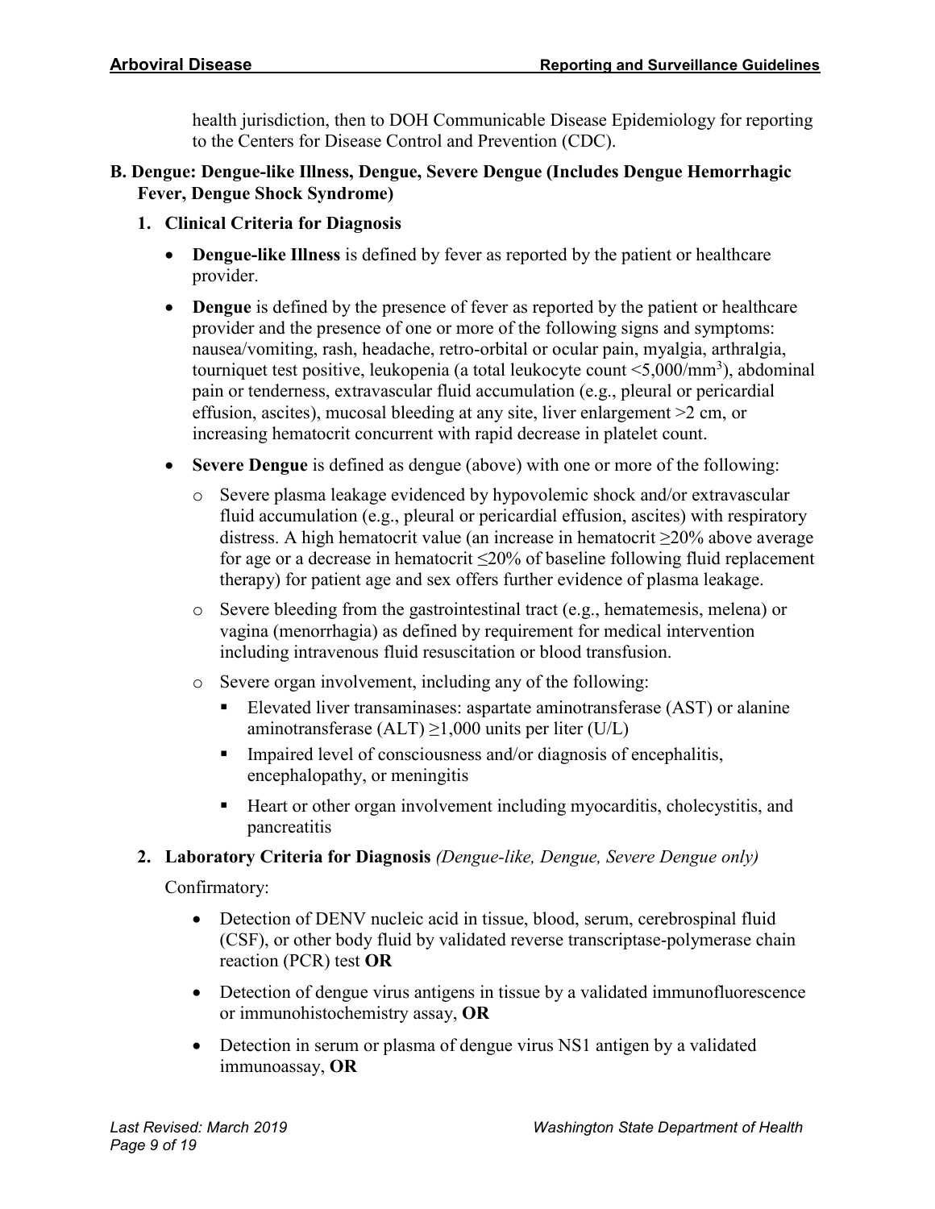health jurisdiction, then to DOH Communicable Disease Epidemiology for reporting to the Centers for Disease Control and Prevention (CDC).

## B. Dengue: Dengue-like Illness, Dengue, Severe Dengue (Includes Dengue Hemorrhagic Fever, Dengue Shock Syndrome)

### 1. Clinical Criteria for Diagnosis

- **Dengue-like Illness** is defined by fever as reported by the patient or healthcare provider.
- **Dengue** is defined by the presence of fever as reported by the patient or healthcare provider and the presence of one or more of the following signs and symptoms: nausea/vomiting, rash, headache, retro-orbital or ocular pain, myalgia, arthralgia, tourniquet test positive, leukopenia (a total leukocyte count $<5{,}000/mm^3$), abdominal pain or tenderness, extravascular fluid accumulation (e.g., pleural or pericardial effusion, ascites), mucosal bleeding at any site, liver enlargement >2 cm, or increasing hematocrit concurrent with rapid decrease in platelet count.
- **Severe Dengue** is defined as dengue (above) with one or more of the following:
  - Severe plasma leakage evidenced by hypovolemic shock and/or extravascular fluid accumulation (e.g., pleural or pericardial effusion, ascites) with respiratory distress. A high hematocrit value (an increase in hematocrit $\geq$20% above average for age or a decrease in hematocrit $\leq$20% of baseline following fluid replacement therapy) for patient age and sex offers further evidence of plasma leakage.
  - Severe bleeding from the gastrointestinal tract (e.g., hematemesis, melena) or vagina (menorrhagia) as defined by requirement for medical intervention including intravenous fluid resuscitation or blood transfusion.
  - Severe organ involvement, including any of the following:
    - Elevated liver transaminases: aspartate aminotransferase (AST) or alanine aminotransferase (ALT) $\geq$1,000 units per liter (U/L)
    - Impaired level of consciousness and/or diagnosis of encephalitis, encephalopathy, or meningitis
    - Heart or other organ involvement including myocarditis, cholecystitis, and pancreatitis

### 2. Laboratory Criteria for Diagnosis *(Dengue-like, Dengue, Severe Dengue only)*

Confirmatory:

- Detection of DENV nucleic acid in tissue, blood, serum, cerebrospinal fluid (CSF), or other body fluid by validated reverse transcriptase-polymerase chain reaction (PCR) test **OR**
- Detection of dengue virus antigens in tissue by a validated immunofluorescence or immunohistochemistry assay, **OR**
- Detection in serum or plasma of dengue virus NS1 antigen by a validated immunoassay, **OR**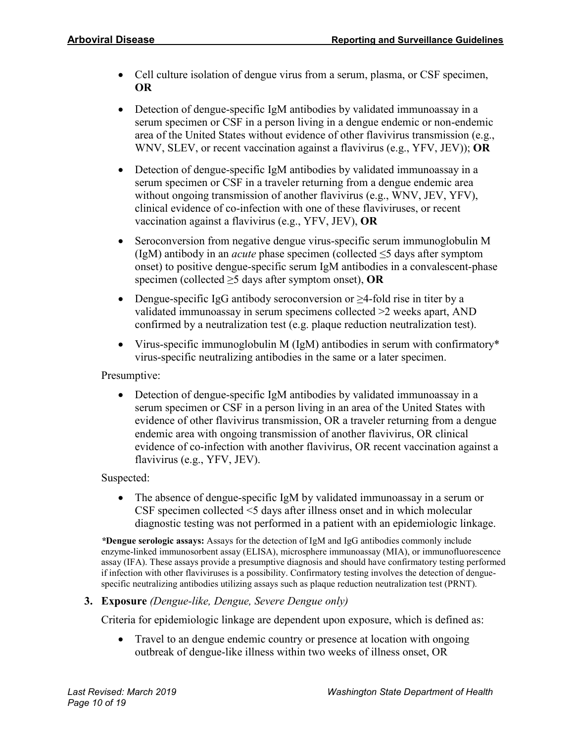- Cell culture isolation of dengue virus from a serum, plasma, or CSF specimen, **OR**
- Detection of dengue-specific IgM antibodies by validated immunoassay in a serum specimen or CSF in a person living in a dengue endemic or non-endemic area of the United States without evidence of other flavivirus transmission (e.g., WNV, SLEV, or recent vaccination against a flavivirus (e.g., YFV, JEV)); **OR**
- Detection of dengue-specific IgM antibodies by validated immunoassay in a serum specimen or CSF in a traveler returning from a dengue endemic area without ongoing transmission of another flavivirus (e.g., WNV, JEV, YFV), clinical evidence of co-infection with one of these flaviviruses, or recent vaccination against a flavivirus (e.g., YFV, JEV), **OR**
- Seroconversion from negative dengue virus-specific serum immunoglobulin M (IgM) antibody in an *acute* phase specimen (collected ≤5 days after symptom onset) to positive dengue-specific serum IgM antibodies in a convalescent-phase specimen (collected ≥5 days after symptom onset), **OR**
- Dengue-specific IgG antibody seroconversion or ≥4-fold rise in titer by a validated immunoassay in serum specimens collected >2 weeks apart, AND confirmed by a neutralization test (e.g. plaque reduction neutralization test).
- Virus-specific immunoglobulin M (IgM) antibodies in serum with confirmatory* virus-specific neutralizing antibodies in the same or a later specimen.

Presumptive:

- Detection of dengue-specific IgM antibodies by validated immunoassay in a serum specimen or CSF in a person living in an area of the United States with evidence of other flavivirus transmission, OR a traveler returning from a dengue endemic area with ongoing transmission of another flavivirus, OR clinical evidence of co-infection with another flavivirus, OR recent vaccination against a flavivirus (e.g., YFV, JEV).

Suspected:

- The absence of dengue-specific IgM by validated immunoassay in a serum or CSF specimen collected <5 days after illness onset and in which molecular diagnostic testing was not performed in a patient with an epidemiologic linkage.

***Dengue serologic assays:** Assays for the detection of IgM and IgG antibodies commonly include enzyme-linked immunosorbent assay (ELISA), microsphere immunoassay (MIA), or immunofluorescence assay (IFA). These assays provide a presumptive diagnosis and should have confirmatory testing performed if infection with other flaviviruses is a possibility. Confirmatory testing involves the detection of dengue-specific neutralizing antibodies utilizing assays such as plaque reduction neutralization test (PRNT).

3. **Exposure** *(Dengue-like, Dengue, Severe Dengue only)*

   Criteria for epidemiologic linkage are dependent upon exposure, which is defined as:

   - Travel to an dengue endemic country or presence at location with ongoing outbreak of dengue-like illness within two weeks of illness onset, OR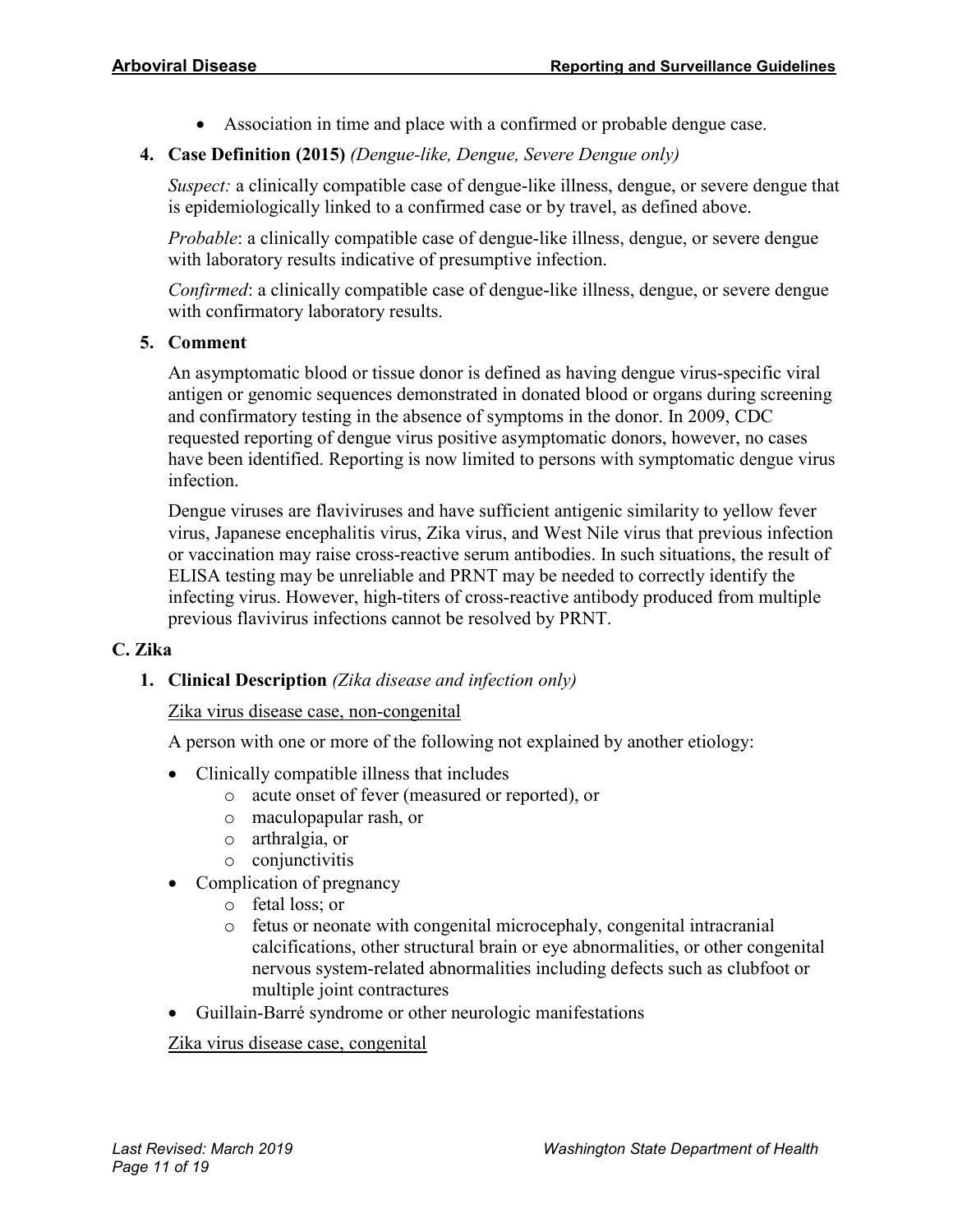- Association in time and place with a confirmed or probable dengue case.

**4. Case Definition (2015)** *(Dengue-like, Dengue, Severe Dengue only)*

*Suspect:* a clinically compatible case of dengue-like illness, dengue, or severe dengue that is epidemiologically linked to a confirmed case or by travel, as defined above.

*Probable*: a clinically compatible case of dengue-like illness, dengue, or severe dengue with laboratory results indicative of presumptive infection.

*Confirmed*: a clinically compatible case of dengue-like illness, dengue, or severe dengue with confirmatory laboratory results.

**5. Comment**

An asymptomatic blood or tissue donor is defined as having dengue virus-specific viral antigen or genomic sequences demonstrated in donated blood or organs during screening and confirmatory testing in the absence of symptoms in the donor. In 2009, CDC requested reporting of dengue virus positive asymptomatic donors, however, no cases have been identified. Reporting is now limited to persons with symptomatic dengue virus infection.

Dengue viruses are flaviviruses and have sufficient antigenic similarity to yellow fever virus, Japanese encephalitis virus, Zika virus, and West Nile virus that previous infection or vaccination may raise cross-reactive serum antibodies. In such situations, the result of ELISA testing may be unreliable and PRNT may be needed to correctly identify the infecting virus. However, high-titers of cross-reactive antibody produced from multiple previous flavivirus infections cannot be resolved by PRNT.

## C. Zika

**1. Clinical Description** *(Zika disease and infection only)*

Zika virus disease case, non-congenital

A person with one or more of the following not explained by another etiology:

- Clinically compatible illness that includes
  - acute onset of fever (measured or reported), or
  - maculopapular rash, or
  - arthralgia, or
  - conjunctivitis
- Complication of pregnancy
  - fetal loss; or
  - fetus or neonate with congenital microcephaly, congenital intracranial calcifications, other structural brain or eye abnormalities, or other congenital nervous system-related abnormalities including defects such as clubfoot or multiple joint contractures
- Guillain-Barré syndrome or other neurologic manifestations

Zika virus disease case, congenital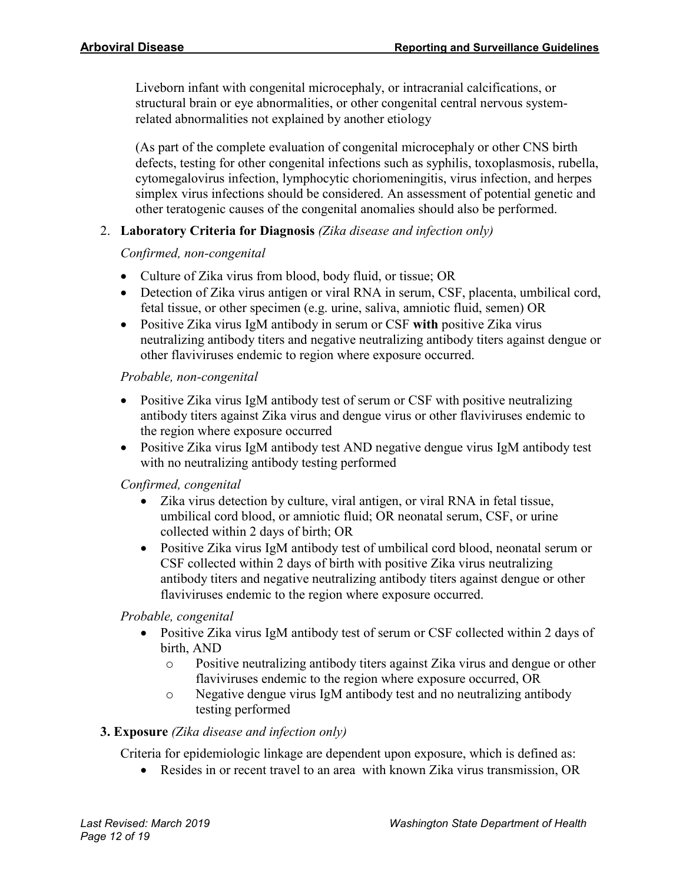Liveborn infant with congenital microcephaly, or intracranial calcifications, or structural brain or eye abnormalities, or other congenital central nervous system-related abnormalities not explained by another etiology

(As part of the complete evaluation of congenital microcephaly or other CNS birth defects, testing for other congenital infections such as syphilis, toxoplasmosis, rubella, cytomegalovirus infection, lymphocytic choriomeningitis, virus infection, and herpes simplex virus infections should be considered. An assessment of potential genetic and other teratogenic causes of the congenital anomalies should also be performed.

2. **Laboratory Criteria for Diagnosis** *(Zika disease and infection only)*

   *Confirmed, non-congenital*

   - Culture of Zika virus from blood, body fluid, or tissue; OR
   - Detection of Zika virus antigen or viral RNA in serum, CSF, placenta, umbilical cord, fetal tissue, or other specimen (e.g. urine, saliva, amniotic fluid, semen) OR
   - Positive Zika virus IgM antibody in serum or CSF **with** positive Zika virus neutralizing antibody titers and negative neutralizing antibody titers against dengue or other flaviviruses endemic to region where exposure occurred.

   *Probable, non-congenital*

   - Positive Zika virus IgM antibody test of serum or CSF with positive neutralizing antibody titers against Zika virus and dengue virus or other flaviviruses endemic to the region where exposure occurred
   - Positive Zika virus IgM antibody test AND negative dengue virus IgM antibody test with no neutralizing antibody testing performed

   *Confirmed, congenital*

   - Zika virus detection by culture, viral antigen, or viral RNA in fetal tissue, umbilical cord blood, or amniotic fluid; OR neonatal serum, CSF, or urine collected within 2 days of birth; OR
   - Positive Zika virus IgM antibody test of umbilical cord blood, neonatal serum or CSF collected within 2 days of birth with positive Zika virus neutralizing antibody titers and negative neutralizing antibody titers against dengue or other flaviviruses endemic to the region where exposure occurred.

   *Probable, congenital*

   - Positive Zika virus IgM antibody test of serum or CSF collected within 2 days of birth, AND
     - Positive neutralizing antibody titers against Zika virus and dengue or other flaviviruses endemic to the region where exposure occurred, OR
     - Negative dengue virus IgM antibody test and no neutralizing antibody testing performed

3. **Exposure** *(Zika disease and infection only)*

   Criteria for epidemiologic linkage are dependent upon exposure, which is defined as:

   - Resides in or recent travel to an area with known Zika virus transmission, OR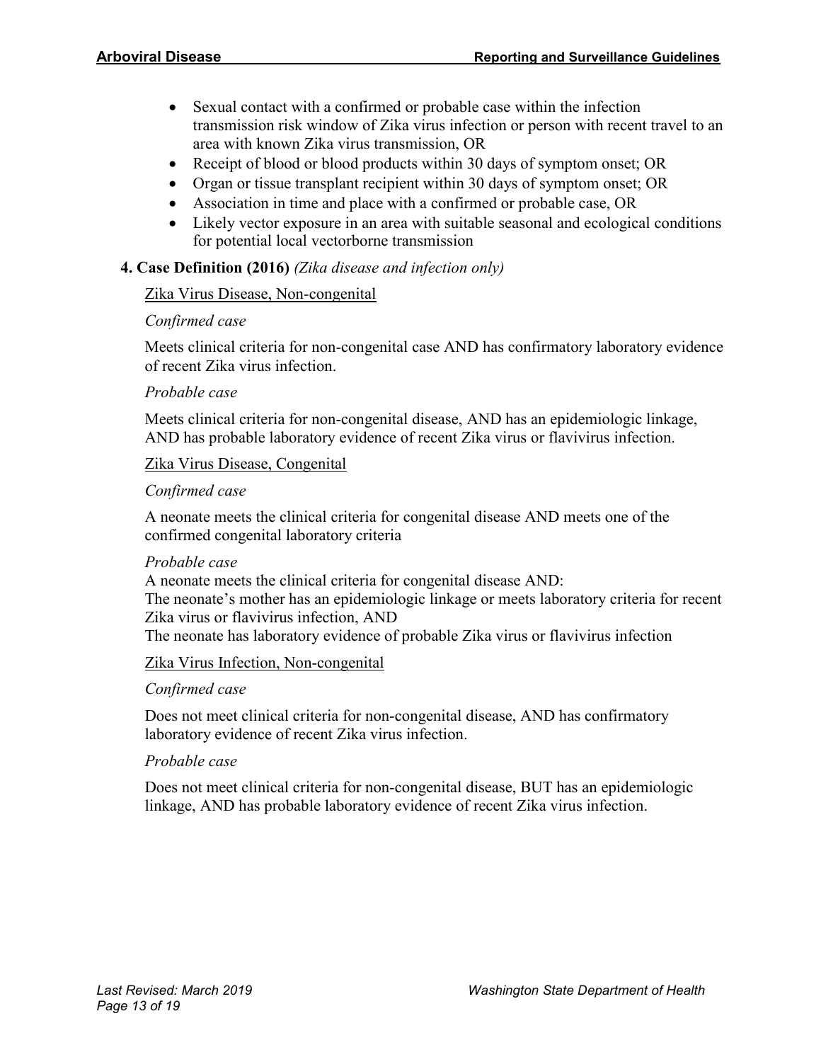- Sexual contact with a confirmed or probable case within the infection transmission risk window of Zika virus infection or person with recent travel to an area with known Zika virus transmission, OR
- Receipt of blood or blood products within 30 days of symptom onset; OR
- Organ or tissue transplant recipient within 30 days of symptom onset; OR
- Association in time and place with a confirmed or probable case, OR
- Likely vector exposure in an area with suitable seasonal and ecological conditions for potential local vectorborne transmission

**4. Case Definition (2016)** *(Zika disease and infection only)*

<u>Zika Virus Disease, Non-congenital</u>

*Confirmed case*

Meets clinical criteria for non-congenital case AND has confirmatory laboratory evidence of recent Zika virus infection.

*Probable case*

Meets clinical criteria for non-congenital disease, AND has an epidemiologic linkage, AND has probable laboratory evidence of recent Zika virus or flavivirus infection.

<u>Zika Virus Disease, Congenital</u>

*Confirmed case*

A neonate meets the clinical criteria for congenital disease AND meets one of the confirmed congenital laboratory criteria

*Probable case*

A neonate meets the clinical criteria for congenital disease AND:
The neonate's mother has an epidemiologic linkage or meets laboratory criteria for recent Zika virus or flavivirus infection, AND
The neonate has laboratory evidence of probable Zika virus or flavivirus infection

<u>Zika Virus Infection, Non-congenital</u>

*Confirmed case*

Does not meet clinical criteria for non-congenital disease, AND has confirmatory laboratory evidence of recent Zika virus infection.

*Probable case*

Does not meet clinical criteria for non-congenital disease, BUT has an epidemiologic linkage, AND has probable laboratory evidence of recent Zika virus infection.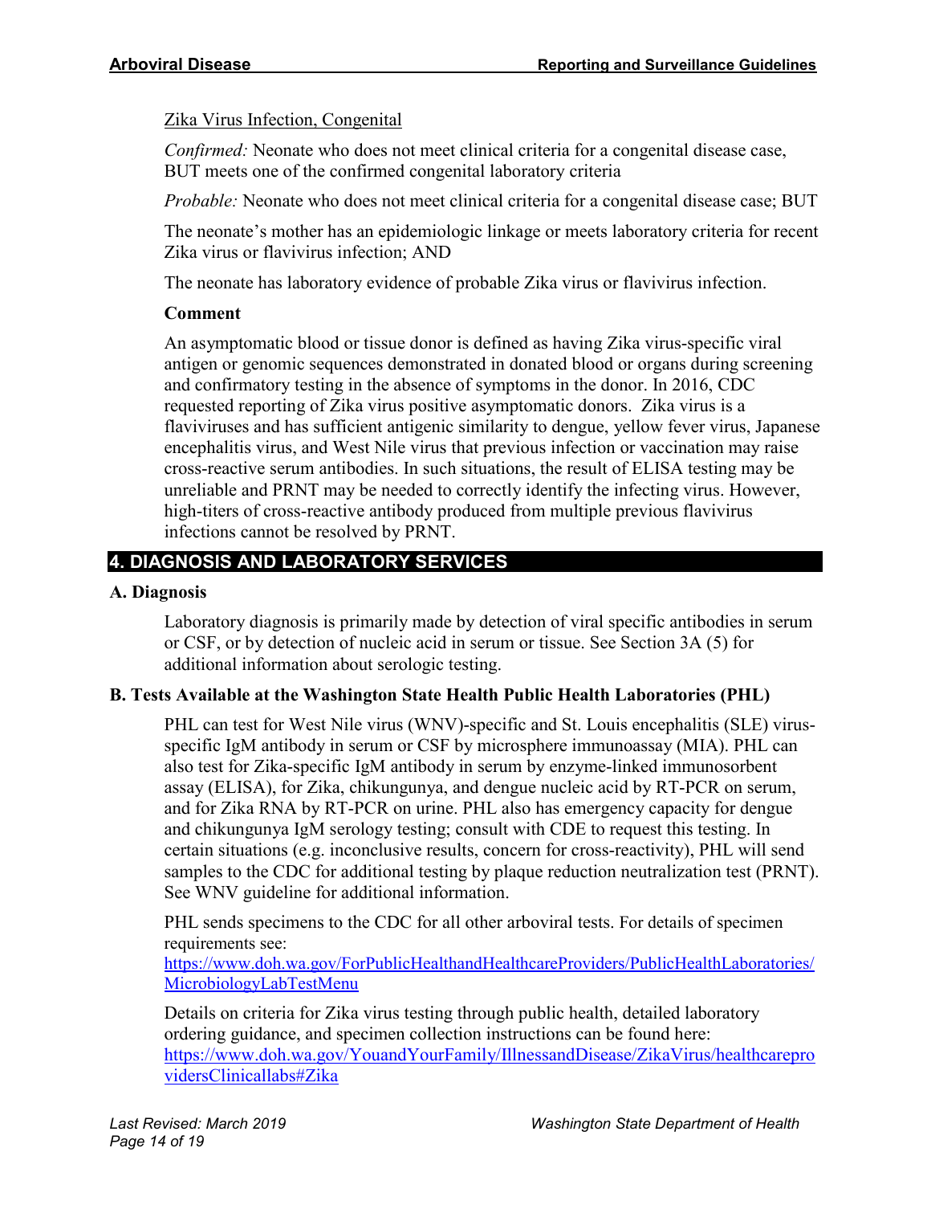Zika Virus Infection, Congenital

*Confirmed:* Neonate who does not meet clinical criteria for a congenital disease case, BUT meets one of the confirmed congenital laboratory criteria

*Probable:* Neonate who does not meet clinical criteria for a congenital disease case; BUT

The neonate's mother has an epidemiologic linkage or meets laboratory criteria for recent Zika virus or flavivirus infection; AND

The neonate has laboratory evidence of probable Zika virus or flavivirus infection.

**Comment**

An asymptomatic blood or tissue donor is defined as having Zika virus-specific viral antigen or genomic sequences demonstrated in donated blood or organs during screening and confirmatory testing in the absence of symptoms in the donor. In 2016, CDC requested reporting of Zika virus positive asymptomatic donors. Zika virus is a flaviviruses and has sufficient antigenic similarity to dengue, yellow fever virus, Japanese encephalitis virus, and West Nile virus that previous infection or vaccination may raise cross-reactive serum antibodies. In such situations, the result of ELISA testing may be unreliable and PRNT may be needed to correctly identify the infecting virus. However, high-titers of cross-reactive antibody produced from multiple previous flavivirus infections cannot be resolved by PRNT.

## 4. DIAGNOSIS AND LABORATORY SERVICES

### A. Diagnosis

Laboratory diagnosis is primarily made by detection of viral specific antibodies in serum or CSF, or by detection of nucleic acid in serum or tissue. See Section 3A (5) for additional information about serologic testing.

### B. Tests Available at the Washington State Health Public Health Laboratories (PHL)

PHL can test for West Nile virus (WNV)-specific and St. Louis encephalitis (SLE) virus-specific IgM antibody in serum or CSF by microsphere immunoassay (MIA). PHL can also test for Zika-specific IgM antibody in serum by enzyme-linked immunosorbent assay (ELISA), for Zika, chikungunya, and dengue nucleic acid by RT-PCR on serum, and for Zika RNA by RT-PCR on urine. PHL also has emergency capacity for dengue and chikungunya IgM serology testing; consult with CDE to request this testing. In certain situations (e.g. inconclusive results, concern for cross-reactivity), PHL will send samples to the CDC for additional testing by plaque reduction neutralization test (PRNT). See WNV guideline for additional information.

PHL sends specimens to the CDC for all other arboviral tests. For details of specimen requirements see:
https://www.doh.wa.gov/ForPublicHealthandHealthcareProviders/PublicHealthLaboratories/MicrobiologyLabTestMenu

Details on criteria for Zika virus testing through public health, detailed laboratory ordering guidance, and specimen collection instructions can be found here:
https://www.doh.wa.gov/YouandYourFamily/IllnessandDisease/ZikaVirus/healthcareprovidersClinicallabs#Zika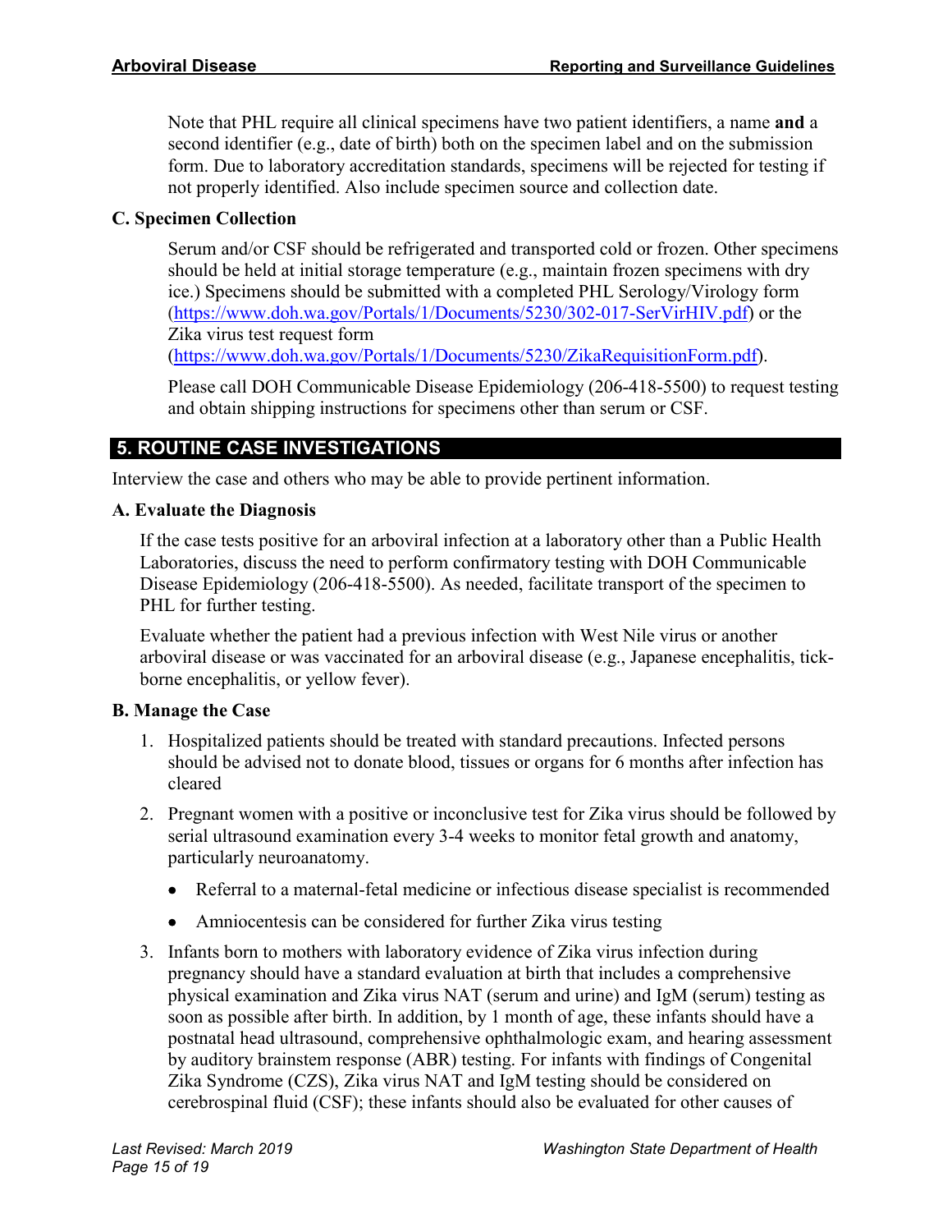Note that PHL require all clinical specimens have two patient identifiers, a name **and** a second identifier (e.g., date of birth) both on the specimen label and on the submission form. Due to laboratory accreditation standards, specimens will be rejected for testing if not properly identified. Also include specimen source and collection date.

### C. Specimen Collection

Serum and/or CSF should be refrigerated and transported cold or frozen. Other specimens should be held at initial storage temperature (e.g., maintain frozen specimens with dry ice.) Specimens should be submitted with a completed PHL Serology/Virology form (https://www.doh.wa.gov/Portals/1/Documents/5230/302-017-SerVirHIV.pdf) or the Zika virus test request form (https://www.doh.wa.gov/Portals/1/Documents/5230/ZikaRequisitionForm.pdf).

Please call DOH Communicable Disease Epidemiology (206-418-5500) to request testing and obtain shipping instructions for specimens other than serum or CSF.

## 5. ROUTINE CASE INVESTIGATIONS

Interview the case and others who may be able to provide pertinent information.

### A. Evaluate the Diagnosis

If the case tests positive for an arboviral infection at a laboratory other than a Public Health Laboratories, discuss the need to perform confirmatory testing with DOH Communicable Disease Epidemiology (206-418-5500). As needed, facilitate transport of the specimen to PHL for further testing.

Evaluate whether the patient had a previous infection with West Nile virus or another arboviral disease or was vaccinated for an arboviral disease (e.g., Japanese encephalitis, tick-borne encephalitis, or yellow fever).

### B. Manage the Case

1. Hospitalized patients should be treated with standard precautions. Infected persons should be advised not to donate blood, tissues or organs for 6 months after infection has cleared
2. Pregnant women with a positive or inconclusive test for Zika virus should be followed by serial ultrasound examination every 3-4 weeks to monitor fetal growth and anatomy, particularly neuroanatomy.
   - Referral to a maternal-fetal medicine or infectious disease specialist is recommended
   - Amniocentesis can be considered for further Zika virus testing
3. Infants born to mothers with laboratory evidence of Zika virus infection during pregnancy should have a standard evaluation at birth that includes a comprehensive physical examination and Zika virus NAT (serum and urine) and IgM (serum) testing as soon as possible after birth. In addition, by 1 month of age, these infants should have a postnatal head ultrasound, comprehensive ophthalmologic exam, and hearing assessment by auditory brainstem response (ABR) testing. For infants with findings of Congenital Zika Syndrome (CZS), Zika virus NAT and IgM testing should be considered on cerebrospinal fluid (CSF); these infants should also be evaluated for other causes of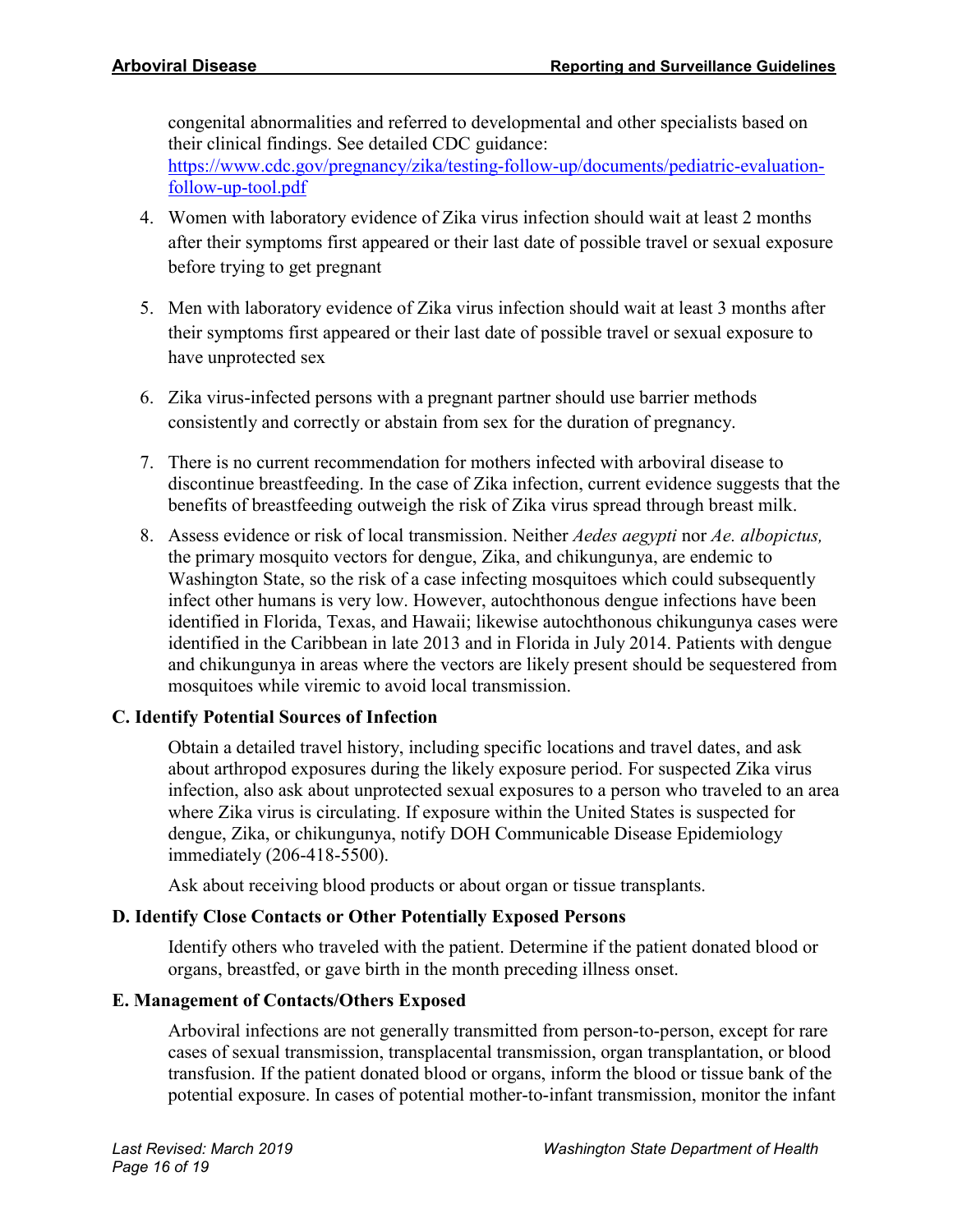congenital abnormalities and referred to developmental and other specialists based on their clinical findings. See detailed CDC guidance: [https://www.cdc.gov/pregnancy/zika/testing-follow-up/documents/pediatric-evaluation-follow-up-tool.pdf](https://www.cdc.gov/pregnancy/zika/testing-follow-up/documents/pediatric-evaluation-follow-up-tool.pdf)

4. Women with laboratory evidence of Zika virus infection should wait at least 2 months after their symptoms first appeared or their last date of possible travel or sexual exposure before trying to get pregnant

5. Men with laboratory evidence of Zika virus infection should wait at least 3 months after their symptoms first appeared or their last date of possible travel or sexual exposure to have unprotected sex

6. Zika virus-infected persons with a pregnant partner should use barrier methods consistently and correctly or abstain from sex for the duration of pregnancy.

7. There is no current recommendation for mothers infected with arboviral disease to discontinue breastfeeding. In the case of Zika infection, current evidence suggests that the benefits of breastfeeding outweigh the risk of Zika virus spread through breast milk.

8. Assess evidence or risk of local transmission. Neither *Aedes aegypti* nor *Ae. albopictus,* the primary mosquito vectors for dengue, Zika, and chikungunya, are endemic to Washington State, so the risk of a case infecting mosquitoes which could subsequently infect other humans is very low. However, autochthonous dengue infections have been identified in Florida, Texas, and Hawaii; likewise autochthonous chikungunya cases were identified in the Caribbean in late 2013 and in Florida in July 2014. Patients with dengue and chikungunya in areas where the vectors are likely present should be sequestered from mosquitoes while viremic to avoid local transmission.

### C. Identify Potential Sources of Infection

Obtain a detailed travel history, including specific locations and travel dates, and ask about arthropod exposures during the likely exposure period. For suspected Zika virus infection, also ask about unprotected sexual exposures to a person who traveled to an area where Zika virus is circulating. If exposure within the United States is suspected for dengue, Zika, or chikungunya, notify DOH Communicable Disease Epidemiology immediately (206-418-5500).

Ask about receiving blood products or about organ or tissue transplants.

### D. Identify Close Contacts or Other Potentially Exposed Persons

Identify others who traveled with the patient. Determine if the patient donated blood or organs, breastfed, or gave birth in the month preceding illness onset.

### E. Management of Contacts/Others Exposed

Arboviral infections are not generally transmitted from person-to-person, except for rare cases of sexual transmission, transplacental transmission, organ transplantation, or blood transfusion. If the patient donated blood or organs, inform the blood or tissue bank of the potential exposure. In cases of potential mother-to-infant transmission, monitor the infant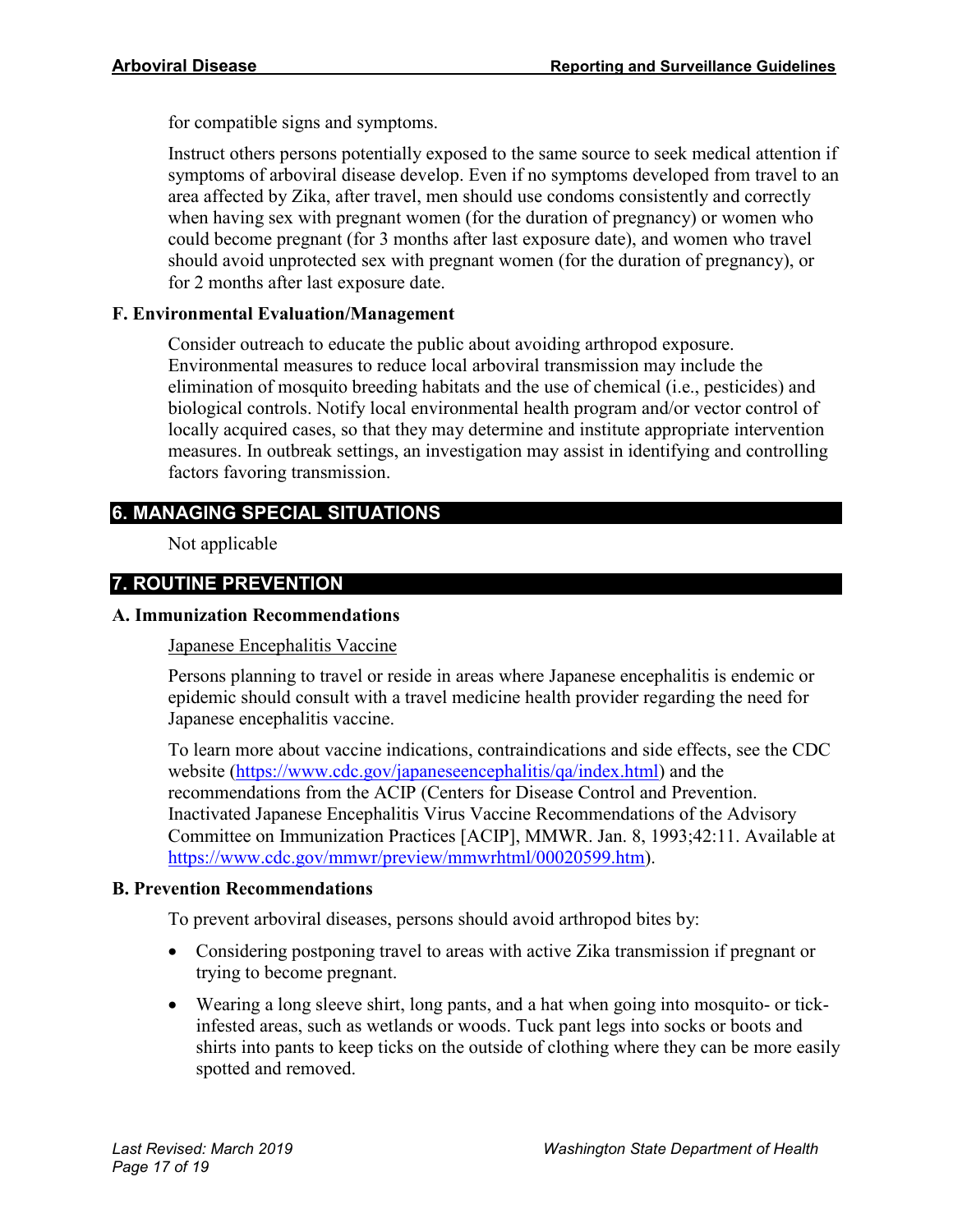for compatible signs and symptoms.

Instruct others persons potentially exposed to the same source to seek medical attention if symptoms of arboviral disease develop. Even if no symptoms developed from travel to an area affected by Zika, after travel, men should use condoms consistently and correctly when having sex with pregnant women (for the duration of pregnancy) or women who could become pregnant (for 3 months after last exposure date), and women who travel should avoid unprotected sex with pregnant women (for the duration of pregnancy), or for 2 months after last exposure date.

### F. Environmental Evaluation/Management

Consider outreach to educate the public about avoiding arthropod exposure. Environmental measures to reduce local arboviral transmission may include the elimination of mosquito breeding habitats and the use of chemical (i.e., pesticides) and biological controls. Notify local environmental health program and/or vector control of locally acquired cases, so that they may determine and institute appropriate intervention measures. In outbreak settings, an investigation may assist in identifying and controlling factors favoring transmission.

## 6. MANAGING SPECIAL SITUATIONS

Not applicable

## 7. ROUTINE PREVENTION

### A. Immunization Recommendations

Japanese Encephalitis Vaccine

Persons planning to travel or reside in areas where Japanese encephalitis is endemic or epidemic should consult with a travel medicine health provider regarding the need for Japanese encephalitis vaccine.

To learn more about vaccine indications, contraindications and side effects, see the CDC website (https://www.cdc.gov/japaneseencephalitis/qa/index.html) and the recommendations from the ACIP (Centers for Disease Control and Prevention. Inactivated Japanese Encephalitis Virus Vaccine Recommendations of the Advisory Committee on Immunization Practices [ACIP], MMWR. Jan. 8, 1993;42:11. Available at https://www.cdc.gov/mmwr/preview/mmwrhtml/00020599.htm).

### B. Prevention Recommendations

To prevent arboviral diseases, persons should avoid arthropod bites by:

- Considering postponing travel to areas with active Zika transmission if pregnant or trying to become pregnant.
- Wearing a long sleeve shirt, long pants, and a hat when going into mosquito- or tick-infested areas, such as wetlands or woods. Tuck pant legs into socks or boots and shirts into pants to keep ticks on the outside of clothing where they can be more easily spotted and removed.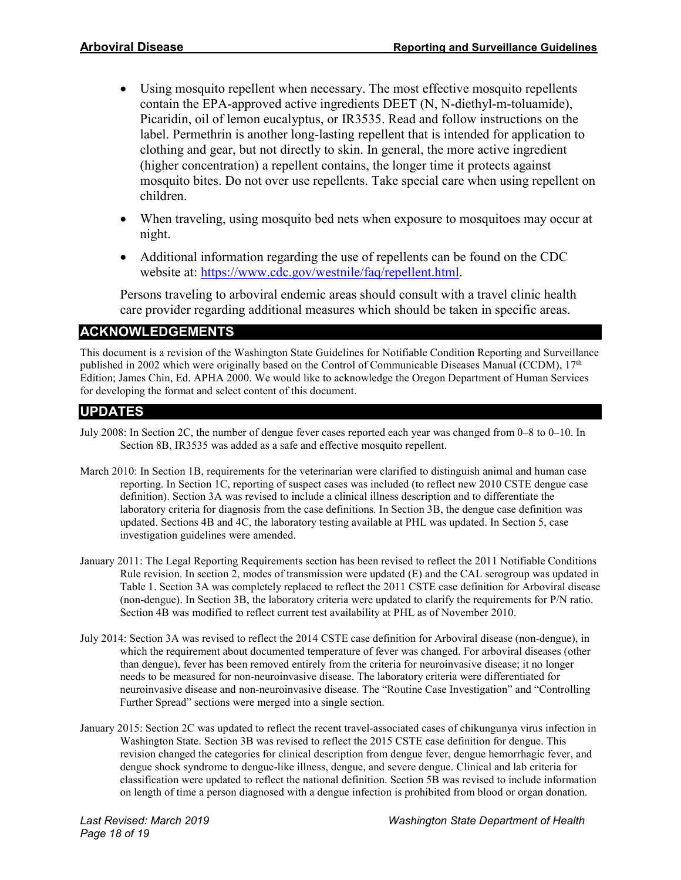- Using mosquito repellent when necessary. The most effective mosquito repellents contain the EPA-approved active ingredients DEET (N, N-diethyl-m-toluamide), Picaridin, oil of lemon eucalyptus, or IR3535. Read and follow instructions on the label. Permethrin is another long-lasting repellent that is intended for application to clothing and gear, but not directly to skin. In general, the more active ingredient (higher concentration) a repellent contains, the longer time it protects against mosquito bites. Do not over use repellents. Take special care when using repellent on children.
- When traveling, using mosquito bed nets when exposure to mosquitoes may occur at night.
- Additional information regarding the use of repellents can be found on the CDC website at: https://www.cdc.gov/westnile/faq/repellent.html.

Persons traveling to arboviral endemic areas should consult with a travel clinic health care provider regarding additional measures which should be taken in specific areas.

## ACKNOWLEDGEMENTS

This document is a revision of the Washington State Guidelines for Notifiable Condition Reporting and Surveillance published in 2002 which were originally based on the Control of Communicable Diseases Manual (CCDM), 17th Edition; James Chin, Ed. APHA 2000. We would like to acknowledge the Oregon Department of Human Services for developing the format and select content of this document.

## UPDATES

July 2008: In Section 2C, the number of dengue fever cases reported each year was changed from 0–8 to 0–10. In Section 8B, IR3535 was added as a safe and effective mosquito repellent.

March 2010: In Section 1B, requirements for the veterinarian were clarified to distinguish animal and human case reporting. In Section 1C, reporting of suspect cases was included (to reflect new 2010 CSTE dengue case definition). Section 3A was revised to include a clinical illness description and to differentiate the laboratory criteria for diagnosis from the case definitions. In Section 3B, the dengue case definition was updated. Sections 4B and 4C, the laboratory testing available at PHL was updated. In Section 5, case investigation guidelines were amended.

January 2011: The Legal Reporting Requirements section has been revised to reflect the 2011 Notifiable Conditions Rule revision. In section 2, modes of transmission were updated (E) and the CAL serogroup was updated in Table 1. Section 3A was completely replaced to reflect the 2011 CSTE case definition for Arboviral disease (non-dengue). In Section 3B, the laboratory criteria were updated to clarify the requirements for P/N ratio. Section 4B was modified to reflect current test availability at PHL as of November 2010.

July 2014: Section 3A was revised to reflect the 2014 CSTE case definition for Arboviral disease (non-dengue), in which the requirement about documented temperature of fever was changed. For arboviral diseases (other than dengue), fever has been removed entirely from the criteria for neuroinvasive disease; it no longer needs to be measured for non-neuroinvasive disease. The laboratory criteria were differentiated for neuroinvasive disease and non-neuroinvasive disease. The "Routine Case Investigation" and "Controlling Further Spread" sections were merged into a single section.

January 2015: Section 2C was updated to reflect the recent travel-associated cases of chikungunya virus infection in Washington State. Section 3B was revised to reflect the 2015 CSTE case definition for dengue. This revision changed the categories for clinical description from dengue fever, dengue hemorrhagic fever, and dengue shock syndrome to dengue-like illness, dengue, and severe dengue. Clinical and lab criteria for classification were updated to reflect the national definition. Section 5B was revised to include information on length of time a person diagnosed with a dengue infection is prohibited from blood or organ donation.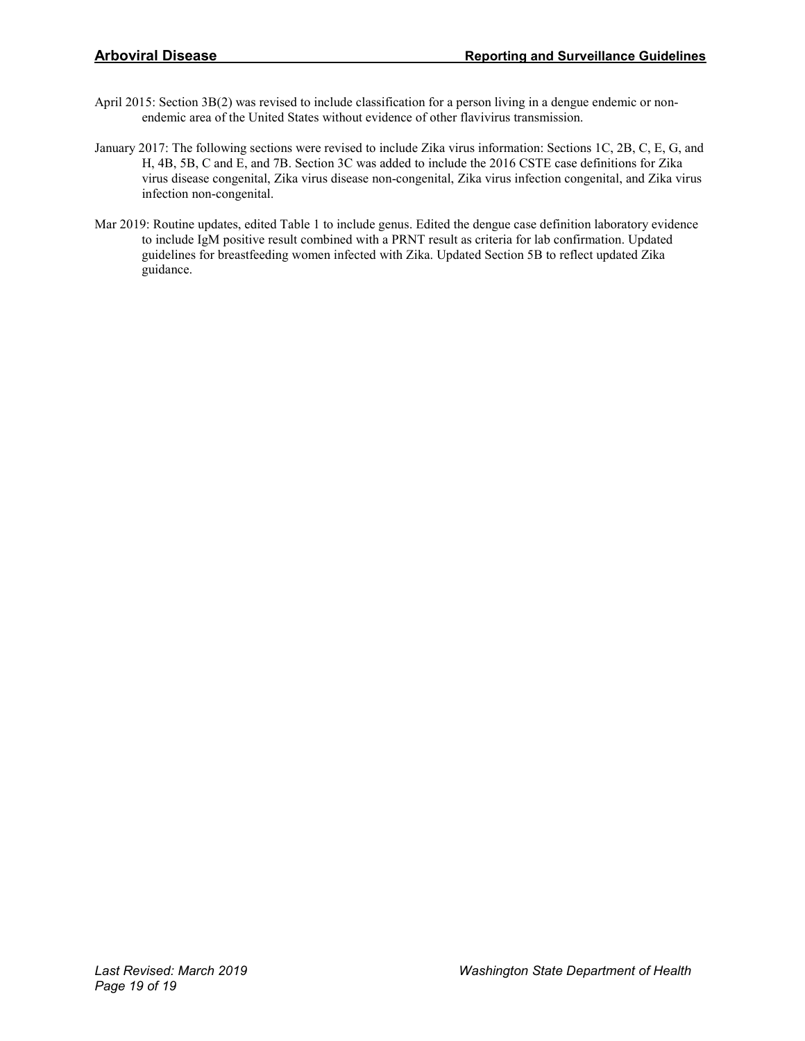April 2015: Section 3B(2) was revised to include classification for a person living in a dengue endemic or non-endemic area of the United States without evidence of other flavivirus transmission.

January 2017: The following sections were revised to include Zika virus information: Sections 1C, 2B, C, E, G, and H, 4B, 5B, C and E, and 7B. Section 3C was added to include the 2016 CSTE case definitions for Zika virus disease congenital, Zika virus disease non-congenital, Zika virus infection congenital, and Zika virus infection non-congenital.

Mar 2019: Routine updates, edited Table 1 to include genus. Edited the dengue case definition laboratory evidence to include IgM positive result combined with a PRNT result as criteria for lab confirmation. Updated guidelines for breastfeeding women infected with Zika. Updated Section 5B to reflect updated Zika guidance.